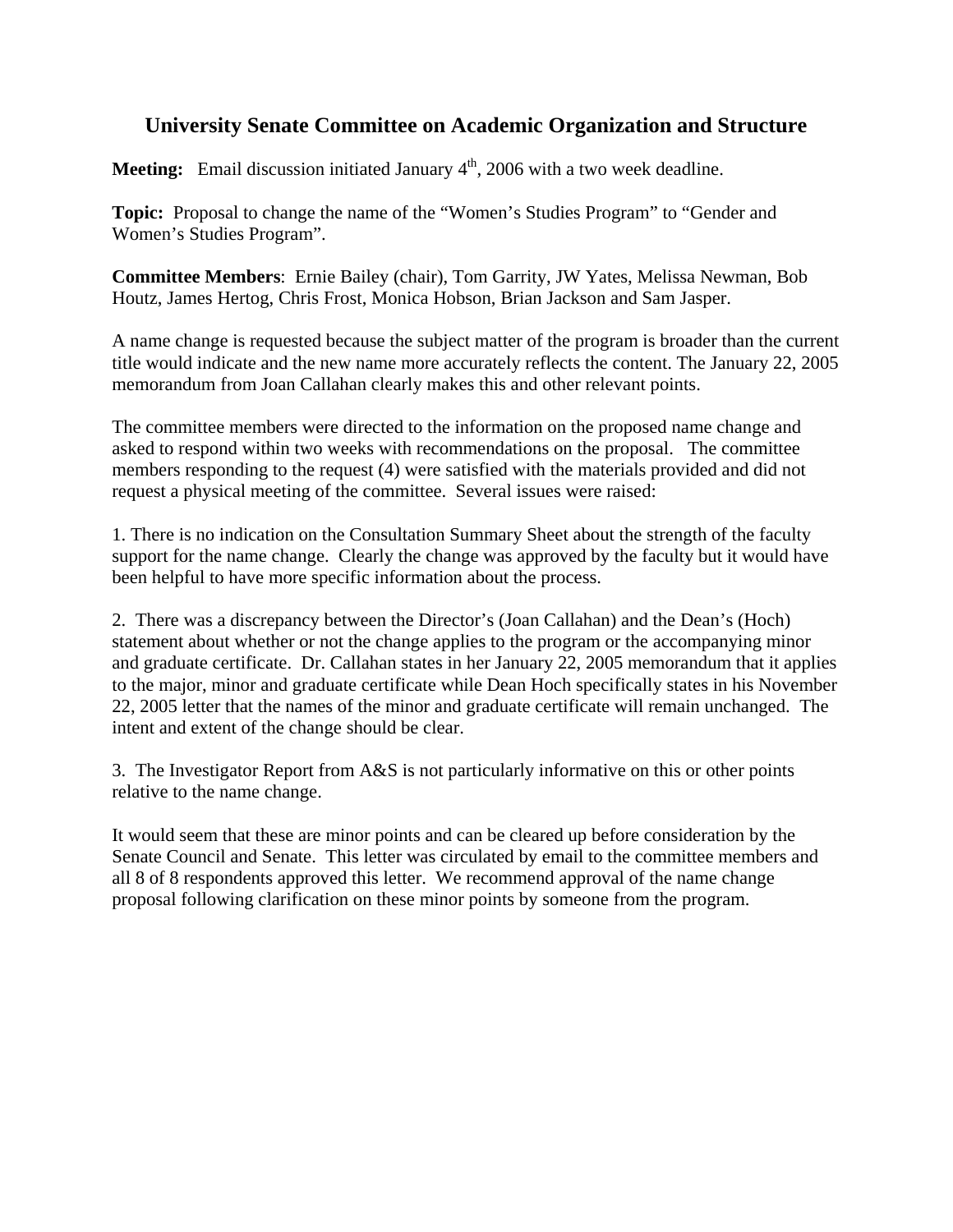# University Senate Committee on Academic Organization and Structure

**Meeting:** Email discussion initiated January 4th, 2006 with a two week deadline.

**Topic:** Proposal to change the name of the "Women's Studies Program" to "Gender and Women's Studies Program".

**Committee Members**: Ernie Bailey (chair), Tom Garrity, JW Yates, Melissa Newman, Bob Houtz, James Hertog, Chris Frost, Monica Hobson, Brian Jackson and Sam Jasper.

A name change is requested because the subject matter of the program is broader than the current title would indicate and the new name more accurately reflects the content. The January 22, 2005 memorandum from Joan Callahan clearly makes this and other relevant points.

The committee members were directed to the information on the proposed name change and asked to respond within two weeks with recommendations on the proposal. The committee members responding to the request (4) were satisfied with the materials provided and did not request a physical meeting of the committee. Several issues were raised:

1. There is no indication on the Consultation Summary Sheet about the strength of the faculty support for the name change. Clearly the change was approved by the faculty but it would have been helpful to have more specific information about the process.

2. There was a discrepancy between the Director's (Joan Callahan) and the Dean's (Hoch) statement about whether or not the change applies to the program or the accompanying minor and graduate certificate. Dr. Callahan states in her January 22, 2005 memorandum that it applies to the major, minor and graduate certificate while Dean Hoch specifically states in his November 22, 2005 letter that the names of the minor and graduate certificate will remain unchanged. The intent and extent of the change should be clear.

3. The Investigator Report from A&S is not particularly informative on this or other points relative to the name change.

It would seem that these are minor points and can be cleared up before consideration by the Senate Council and Senate. This letter was circulated by email to the committee members and all 8 of 8 respondents approved this letter. We recommend approval of the name change proposal following clarification on these minor points by someone from the program.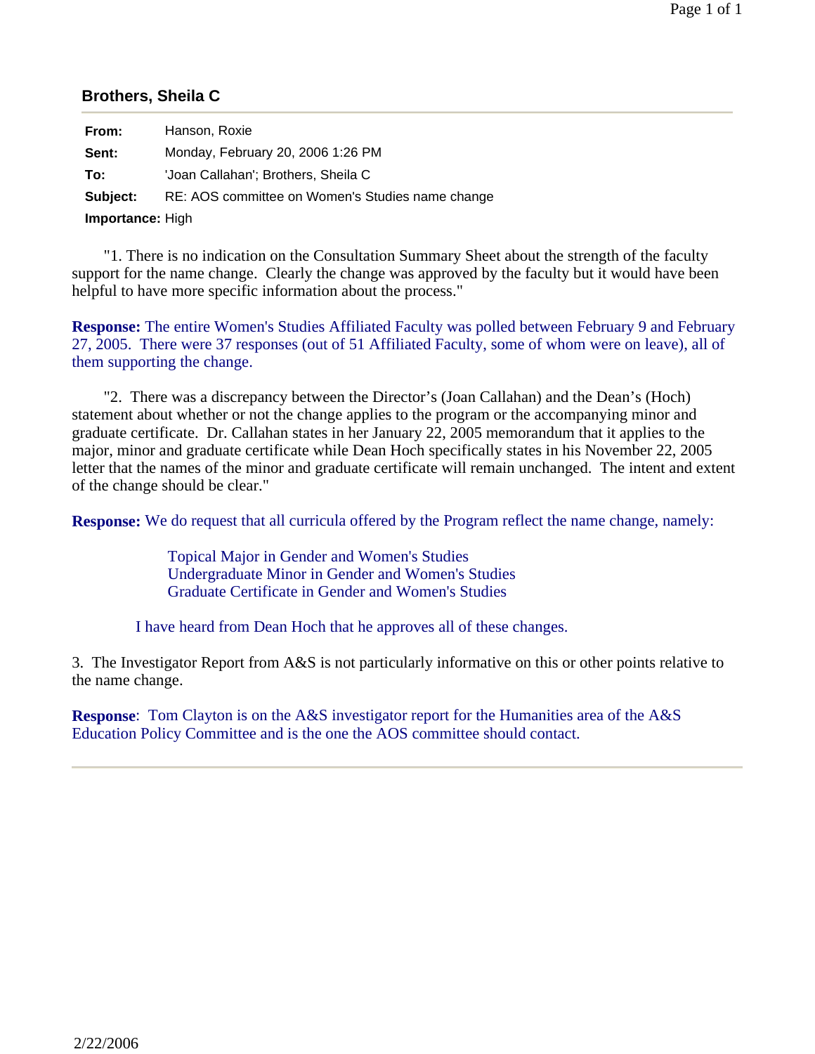## Brothers, Sheila C

**From:** Hanson, Roxie
**Sent:** Monday, February 20, 2006 1:26 PM
**To:** 'Joan Callahan'; Brothers, Sheila C
**Subject:** RE: AOS committee on Women's Studies name change
**Importance:** High

"1. There is no indication on the Consultation Summary Sheet about the strength of the faculty support for the name change. Clearly the change was approved by the faculty but it would have been helpful to have more specific information about the process."

**Response:** The entire Women's Studies Affiliated Faculty was polled between February 9 and February 27, 2005. There were 37 responses (out of 51 Affiliated Faculty, some of whom were on leave), all of them supporting the change.

"2. There was a discrepancy between the Director's (Joan Callahan) and the Dean's (Hoch) statement about whether or not the change applies to the program or the accompanying minor and graduate certificate. Dr. Callahan states in her January 22, 2005 memorandum that it applies to the major, minor and graduate certificate while Dean Hoch specifically states in his November 22, 2005 letter that the names of the minor and graduate certificate will remain unchanged. The intent and extent of the change should be clear."

**Response:** We do request that all curricula offered by the Program reflect the name change, namely:

Topical Major in Gender and Women's Studies
Undergraduate Minor in Gender and Women's Studies
Graduate Certificate in Gender and Women's Studies

I have heard from Dean Hoch that he approves all of these changes.

3. The Investigator Report from A&S is not particularly informative on this or other points relative to the name change.

**Response**: Tom Clayton is on the A&S investigator report for the Humanities area of the A&S Education Policy Committee and is the one the AOS committee should contact.